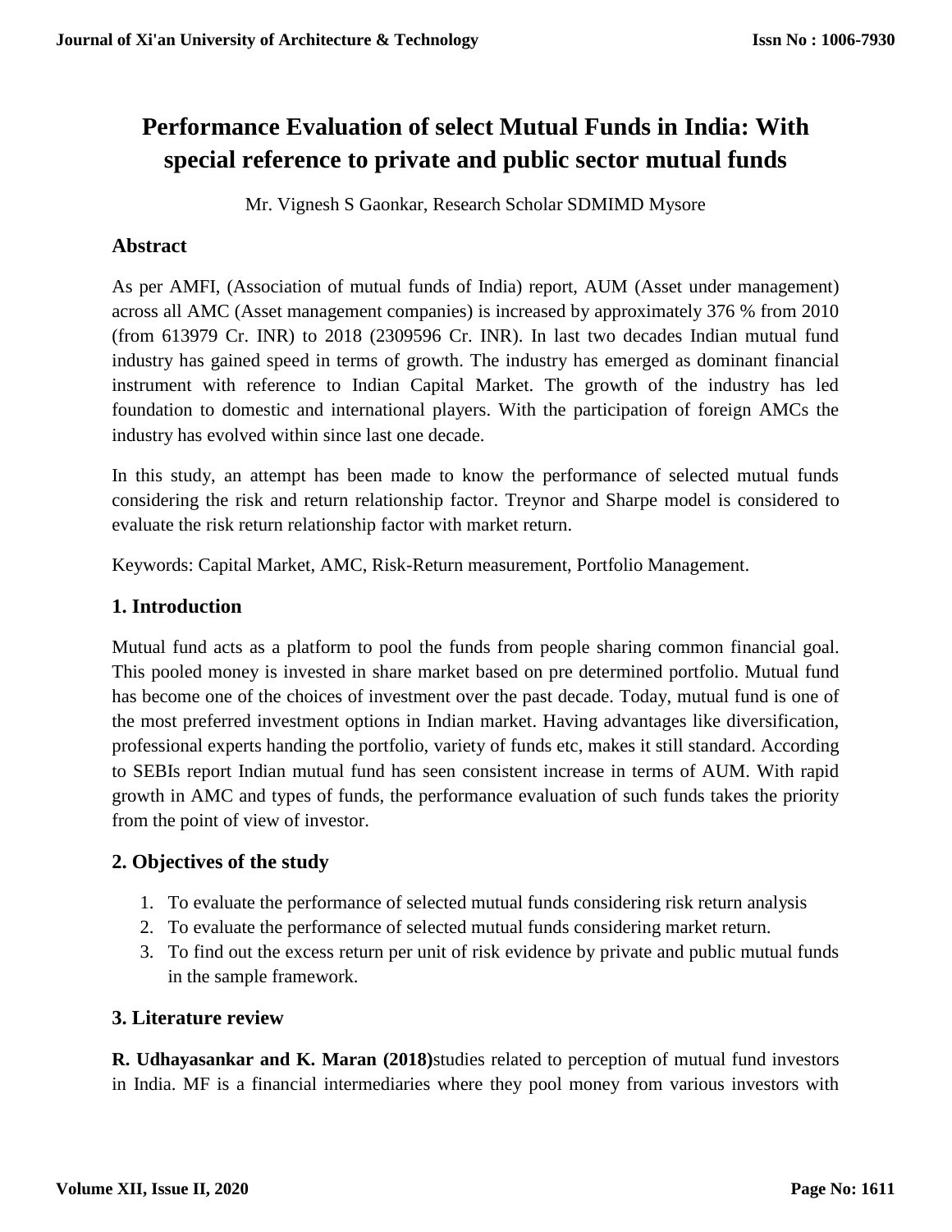# Performance Evaluation of select Mutual Funds in India: With special reference to private and public sector mutual funds

Mr. Vignesh S Gaonkar, Research Scholar SDMIMD Mysore

## Abstract

As per AMFI, (Association of mutual funds of India) report, AUM (Asset under management) across all AMC (Asset management companies) is increased by approximately 376 % from 2010 (from 613979 Cr. INR) to 2018 (2309596 Cr. INR). In last two decades Indian mutual fund industry has gained speed in terms of growth. The industry has emerged as dominant financial instrument with reference to Indian Capital Market. The growth of the industry has led foundation to domestic and international players. With the participation of foreign AMCs the industry has evolved within since last one decade.

In this study, an attempt has been made to know the performance of selected mutual funds considering the risk and return relationship factor. Treynor and Sharpe model is considered to evaluate the risk return relationship factor with market return.

Keywords: Capital Market, AMC, Risk-Return measurement, Portfolio Management.

## 1. Introduction

Mutual fund acts as a platform to pool the funds from people sharing common financial goal. This pooled money is invested in share market based on pre determined portfolio. Mutual fund has become one of the choices of investment over the past decade. Today, mutual fund is one of the most preferred investment options in Indian market. Having advantages like diversification, professional experts handing the portfolio, variety of funds etc, makes it still standard. According to SEBIs report Indian mutual fund has seen consistent increase in terms of AUM. With rapid growth in AMC and types of funds, the performance evaluation of such funds takes the priority from the point of view of investor.

## 2. Objectives of the study

1. To evaluate the performance of selected mutual funds considering risk return analysis
2. To evaluate the performance of selected mutual funds considering market return.
3. To find out the excess return per unit of risk evidence by private and public mutual funds in the sample framework.

## 3. Literature review

**R. Udhayasankar and K. Maran (2018)**studies related to perception of mutual fund investors in India. MF is a financial intermediaries where they pool money from various investors with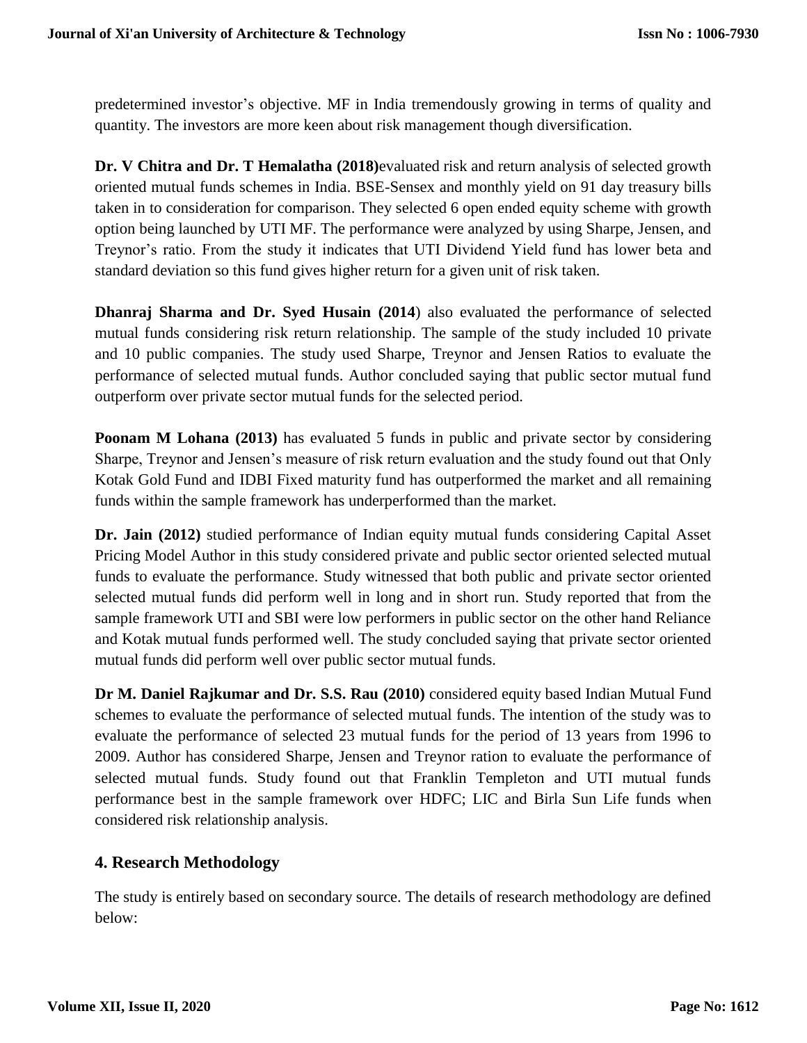predetermined investor's objective. MF in India tremendously growing in terms of quality and quantity. The investors are more keen about risk management though diversification.

**Dr. V Chitra and Dr. T Hemalatha (2018)**evaluated risk and return analysis of selected growth oriented mutual funds schemes in India. BSE-Sensex and monthly yield on 91 day treasury bills taken in to consideration for comparison. They selected 6 open ended equity scheme with growth option being launched by UTI MF. The performance were analyzed by using Sharpe, Jensen, and Treynor's ratio. From the study it indicates that UTI Dividend Yield fund has lower beta and standard deviation so this fund gives higher return for a given unit of risk taken.

**Dhanraj Sharma and Dr. Syed Husain (2014**) also evaluated the performance of selected mutual funds considering risk return relationship. The sample of the study included 10 private and 10 public companies. The study used Sharpe, Treynor and Jensen Ratios to evaluate the performance of selected mutual funds. Author concluded saying that public sector mutual fund outperform over private sector mutual funds for the selected period.

**Poonam M Lohana (2013)** has evaluated 5 funds in public and private sector by considering Sharpe, Treynor and Jensen's measure of risk return evaluation and the study found out that Only Kotak Gold Fund and IDBI Fixed maturity fund has outperformed the market and all remaining funds within the sample framework has underperformed than the market.

**Dr. Jain (2012)** studied performance of Indian equity mutual funds considering Capital Asset Pricing Model Author in this study considered private and public sector oriented selected mutual funds to evaluate the performance. Study witnessed that both public and private sector oriented selected mutual funds did perform well in long and in short run. Study reported that from the sample framework UTI and SBI were low performers in public sector on the other hand Reliance and Kotak mutual funds performed well. The study concluded saying that private sector oriented mutual funds did perform well over public sector mutual funds.

**Dr M. Daniel Rajkumar and Dr. S.S. Rau (2010)** considered equity based Indian Mutual Fund schemes to evaluate the performance of selected mutual funds. The intention of the study was to evaluate the performance of selected 23 mutual funds for the period of 13 years from 1996 to 2009. Author has considered Sharpe, Jensen and Treynor ration to evaluate the performance of selected mutual funds. Study found out that Franklin Templeton and UTI mutual funds performance best in the sample framework over HDFC; LIC and Birla Sun Life funds when considered risk relationship analysis.

## 4. Research Methodology

The study is entirely based on secondary source. The details of research methodology are defined below: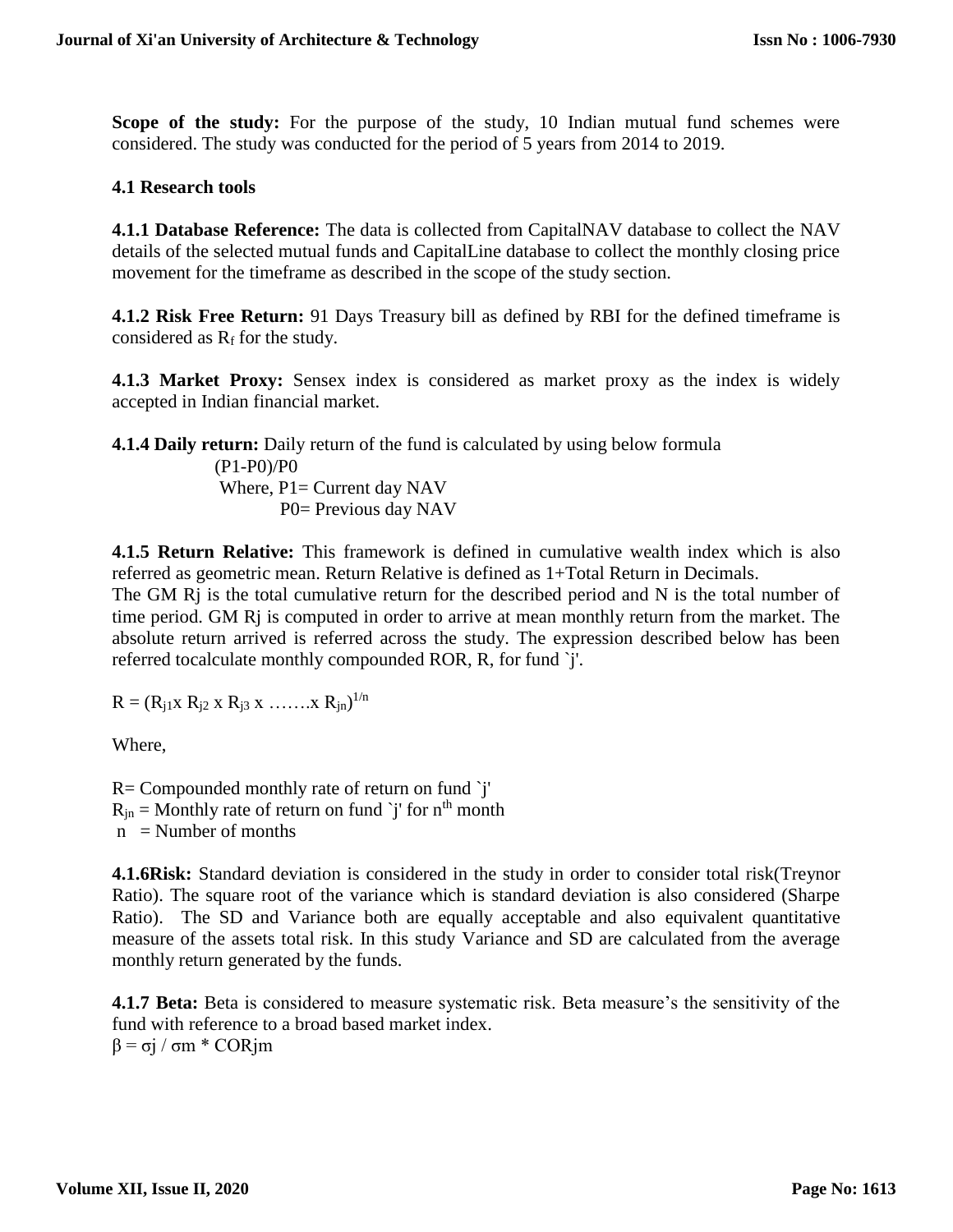**Scope of the study:** For the purpose of the study, 10 Indian mutual fund schemes were considered. The study was conducted for the period of 5 years from 2014 to 2019.

### 4.1 Research tools

**4.1.1 Database Reference:** The data is collected from CapitalNAV database to collect the NAV details of the selected mutual funds and CapitalLine database to collect the monthly closing price movement for the timeframe as described in the scope of the study section.

**4.1.2 Risk Free Return:** 91 Days Treasury bill as defined by RBI for the defined timeframe is considered as $R_f$ for the study.

**4.1.3 Market Proxy:** Sensex index is considered as market proxy as the index is widely accepted in Indian financial market.

**4.1.4 Daily return:** Daily return of the fund is calculated by using below formula

$(P1-P0)/P0$

Where, P1= Current day NAV

P0= Previous day NAV

**4.1.5 Return Relative:** This framework is defined in cumulative wealth index which is also referred as geometric mean. Return Relative is defined as 1+Total Return in Decimals.
The GM Rj is the total cumulative return for the described period and N is the total number of time period. GM Rj is computed in order to arrive at mean monthly return from the market. The absolute return arrived is referred across the study. The expression described below has been referred tocalculate monthly compounded ROR, R, for fund `j'.

$$R = (R_{j1} x\ R_{j2}\ x\ R_{j3}\ x\ \ldots\ldots.x\ R_{jn})^{1/n}$$

Where,

R= Compounded monthly rate of return on fund `j'
$R_{jn}$ = Monthly rate of return on fund `j' for $n^{th}$ month
n = Number of months

**4.1.6Risk:** Standard deviation is considered in the study in order to consider total risk(Treynor Ratio). The square root of the variance which is standard deviation is also considered (Sharpe Ratio). The SD and Variance both are equally acceptable and also equivalent quantitative measure of the assets total risk. In this study Variance and SD are calculated from the average monthly return generated by the funds.

**4.1.7 Beta:** Beta is considered to measure systematic risk. Beta measure's the sensitivity of the fund with reference to a broad based market index.
$\beta = \sigma j / \sigma m * CORjm$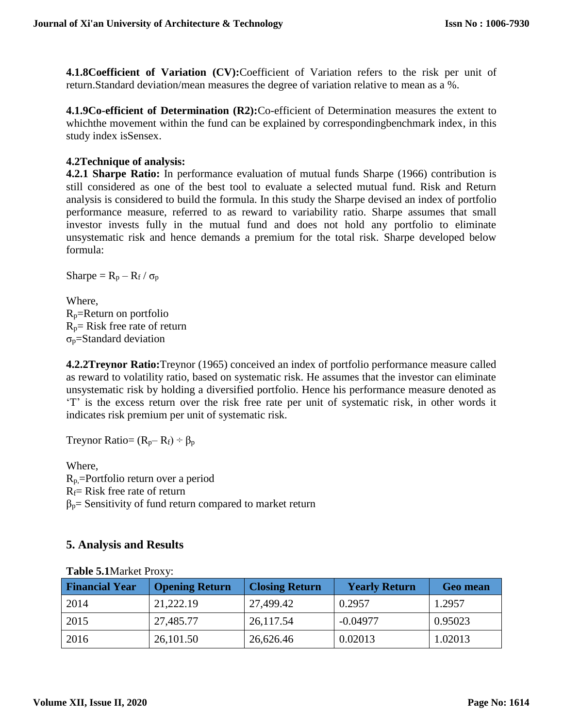**4.1.8Coefficient of Variation (CV):**Coefficient of Variation refers to the risk per unit of return.Standard deviation/mean measures the degree of variation relative to mean as a %.

**4.1.9Co-efficient of Determination (R2):**Co-efficient of Determination measures the extent to whichthe movement within the fund can be explained by correspondingbenchmark index, in this study index isSensex.

**4.2Technique of analysis:**

**4.2.1 Sharpe Ratio:** In performance evaluation of mutual funds Sharpe (1966) contribution is still considered as one of the best tool to evaluate a selected mutual fund. Risk and Return analysis is considered to build the formula. In this study the Sharpe devised an index of portfolio performance measure, referred to as reward to variability ratio. Sharpe assumes that small investor invests fully in the mutual fund and does not hold any portfolio to eliminate unsystematic risk and hence demands a premium for the total risk. Sharpe developed below formula:

Sharpe = $R_p – R_f / \sigma_p$

Where,
$R_p$=Return on portfolio
$R_p$= Risk free rate of return
$\sigma_p$=Standard deviation

**4.2.2Treynor Ratio:**Treynor (1965) conceived an index of portfolio performance measure called as reward to volatility ratio, based on systematic risk. He assumes that the investor can eliminate unsystematic risk by holding a diversified portfolio. Hence his performance measure denoted as 'T' is the excess return over the risk free rate per unit of systematic risk, in other words it indicates risk premium per unit of systematic risk.

Treynor Ratio= $(R_p– R_f) \div \beta_p$

Where,
$R_{p,}$=Portfolio return over a period
$R_f$= Risk free rate of return
$\beta_p$= Sensitivity of fund return compared to market return

## 5. Analysis and Results

**Table 5.1**Market Proxy:

| Financial Year | Opening Return | Closing Return | Yearly Return | Geo mean |
|---|---|---|---|---|
| 2014 | 21,222.19 | 27,499.42 | 0.2957 | 1.2957 |
| 2015 | 27,485.77 | 26,117.54 | -0.04977 | 0.95023 |
| 2016 | 26,101.50 | 26,626.46 | 0.02013 | 1.02013 |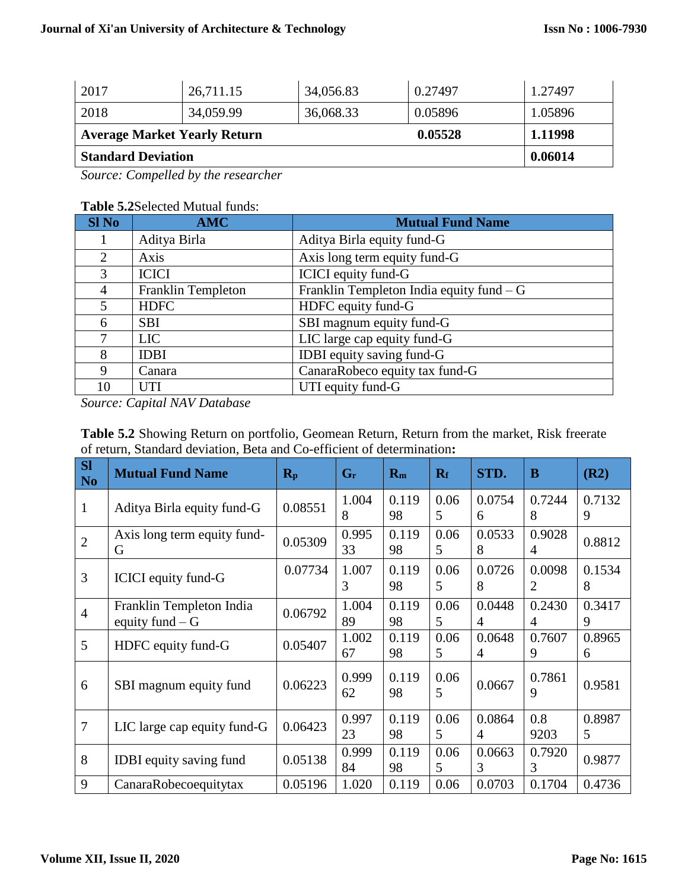| 2017 | 26,711.15 | 34,056.83 | 0.27497 | 1.27497 |
|---|---|---|---|---|
| 2018 | 34,059.99 | 36,068.33 | 0.05896 | 1.05896 |
| **Average Market Yearly Return** | | | **0.05528** | **1.11998** |
| **Standard Deviation** | | | | **0.06014** |

*Source: Compelled by the researcher*

**Table 5.2**Selected Mutual funds:

| Sl No | AMC | Mutual Fund Name |
|---|---|---|
| 1 | Aditya Birla | Aditya Birla equity fund-G |
| 2 | Axis | Axis long term equity fund-G |
| 3 | ICICI | ICICI equity fund-G |
| 4 | Franklin Templeton | Franklin Templeton India equity fund – G |
| 5 | HDFC | HDFC equity fund-G |
| 6 | SBI | SBI magnum equity fund-G |
| 7 | LIC | LIC large cap equity fund-G |
| 8 | IDBI | IDBI equity saving fund-G |
| 9 | Canara | CanaraRobeco equity tax fund-G |
| 10 | UTI | UTI equity fund-G |

*Source: Capital NAV Database*

**Table 5.2** Showing Return on portfolio, Geomean Return, Return from the market, Risk freerate of return, Standard deviation, Beta and Co-efficient of determination**:**

| Sl No | Mutual Fund Name | $R_p$ | $G_r$ | $R_m$ | $R_f$ | STD. | B | (R2) |
|---|---|---|---|---|---|---|---|---|
| 1 | Aditya Birla equity fund-G | 0.08551 | 1.0048 | 0.11998 | 0.065 | 0.07546 | 0.72448 | 0.71329 |
| 2 | Axis long term equity fund-G | 0.05309 | 0.99533 | 0.11998 | 0.065 | 0.05338 | 0.90284 | 0.8812 |
| 3 | ICICI equity fund-G | 0.07734 | 1.0073 | 0.11998 | 0.065 | 0.07268 | 0.00982 | 0.15348 |
| 4 | Franklin Templeton India equity fund – G | 0.06792 | 1.00489 | 0.11998 | 0.065 | 0.04484 | 0.24304 | 0.34179 |
| 5 | HDFC equity fund-G | 0.05407 | 1.00267 | 0.11998 | 0.065 | 0.06484 | 0.76079 | 0.89656 |
| 6 | SBI magnum equity fund | 0.06223 | 0.99962 | 0.11998 | 0.065 | 0.0667 | 0.78619 | 0.9581 |
| 7 | LIC large cap equity fund-G | 0.06423 | 0.99723 | 0.11998 | 0.065 | 0.08644 | 0.8 9203 | 0.89875 |
| 8 | IDBI equity saving fund | 0.05138 | 0.99984 | 0.11998 | 0.065 | 0.06633 | 0.79203 | 0.9877 |
| 9 | CanaraRobecoequitytax | 0.05196 | 1.020 | 0.119 | 0.06 | 0.0703 | 0.1704 | 0.4736 |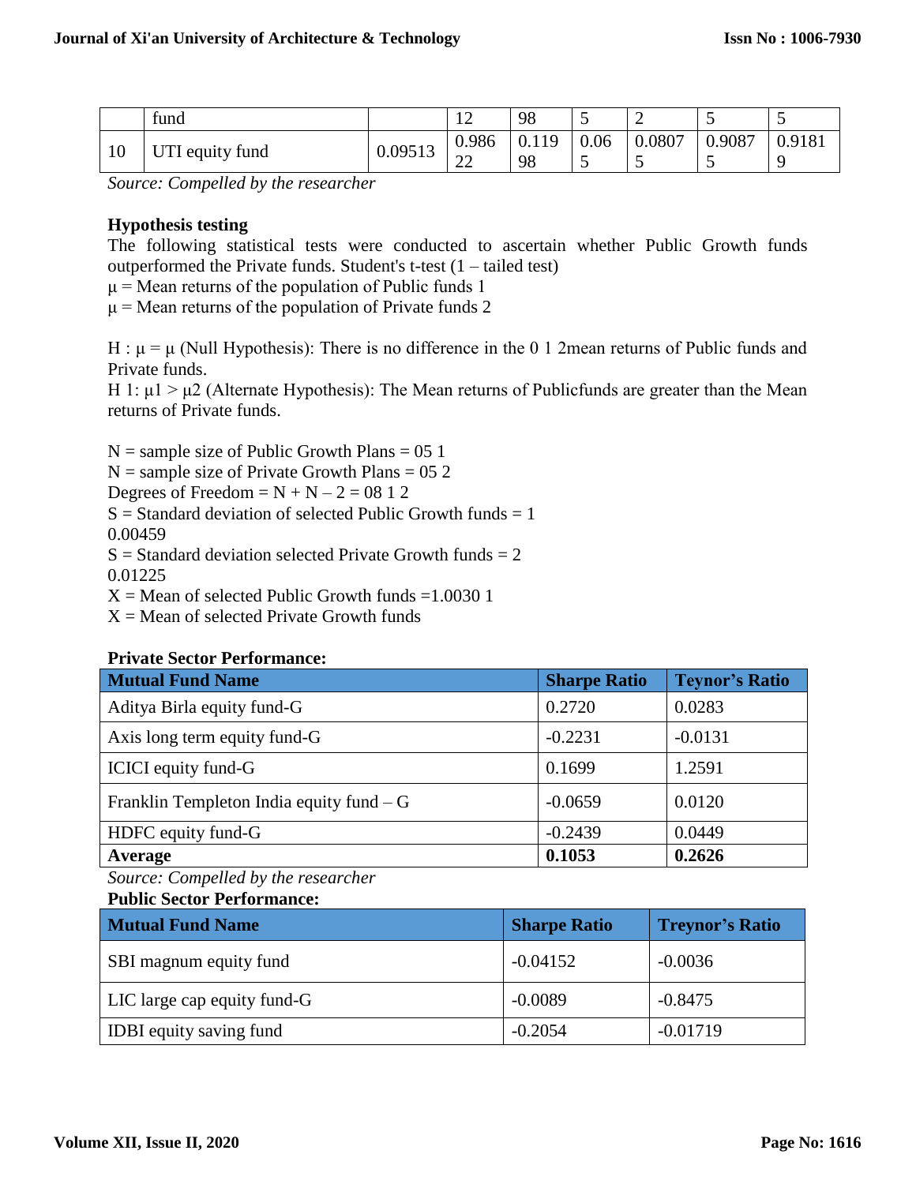|  | fund |  | 12 | 98 | 5 | 2 | 5 | 5 |
|---|---|---|---|---|---|---|---|---|
| 10 | UTI equity fund | 0.09513 | 0.986 22 | 0.119 98 | 0.06 5 | 0.0807 5 | 0.9087 5 | 0.9181 9 |

*Source: Compelled by the researcher*

**Hypothesis testing**

The following statistical tests were conducted to ascertain whether Public Growth funds outperformed the Private funds. Student's t-test (1 – tailed test)

μ = Mean returns of the population of Public funds 1

μ = Mean returns of the population of Private funds 2

H : μ = μ (Null Hypothesis): There is no difference in the 0 1 2mean returns of Public funds and Private funds.

H 1: μ1 > μ2 (Alternate Hypothesis): The Mean returns of Publicfunds are greater than the Mean returns of Private funds.

N = sample size of Public Growth Plans = 05 1

N = sample size of Private Growth Plans = 05 2

Degrees of Freedom = N + N – 2 = 08 1 2

S = Standard deviation of selected Public Growth funds = 1

0.00459

S = Standard deviation selected Private Growth funds = 2

0.01225

X = Mean of selected Public Growth funds =1.0030 1

X = Mean of selected Private Growth funds

**Private Sector Performance:**

| Mutual Fund Name | Sharpe Ratio | Teynor's Ratio |
|---|---|---|
| Aditya Birla equity fund-G | 0.2720 | 0.0283 |
| Axis long term equity fund-G | -0.2231 | -0.0131 |
| ICICI equity fund-G | 0.1699 | 1.2591 |
| Franklin Templeton India equity fund – G | -0.0659 | 0.0120 |
| HDFC equity fund-G | -0.2439 | 0.0449 |
| **Average** | **0.1053** | **0.2626** |

*Source: Compelled by the researcher*

**Public Sector Performance:**

| Mutual Fund Name | Sharpe Ratio | Treynor's Ratio |
|---|---|---|
| SBI magnum equity fund | -0.04152 | -0.0036 |
| LIC large cap equity fund-G | -0.0089 | -0.8475 |
| IDBI equity saving fund | -0.2054 | -0.01719 |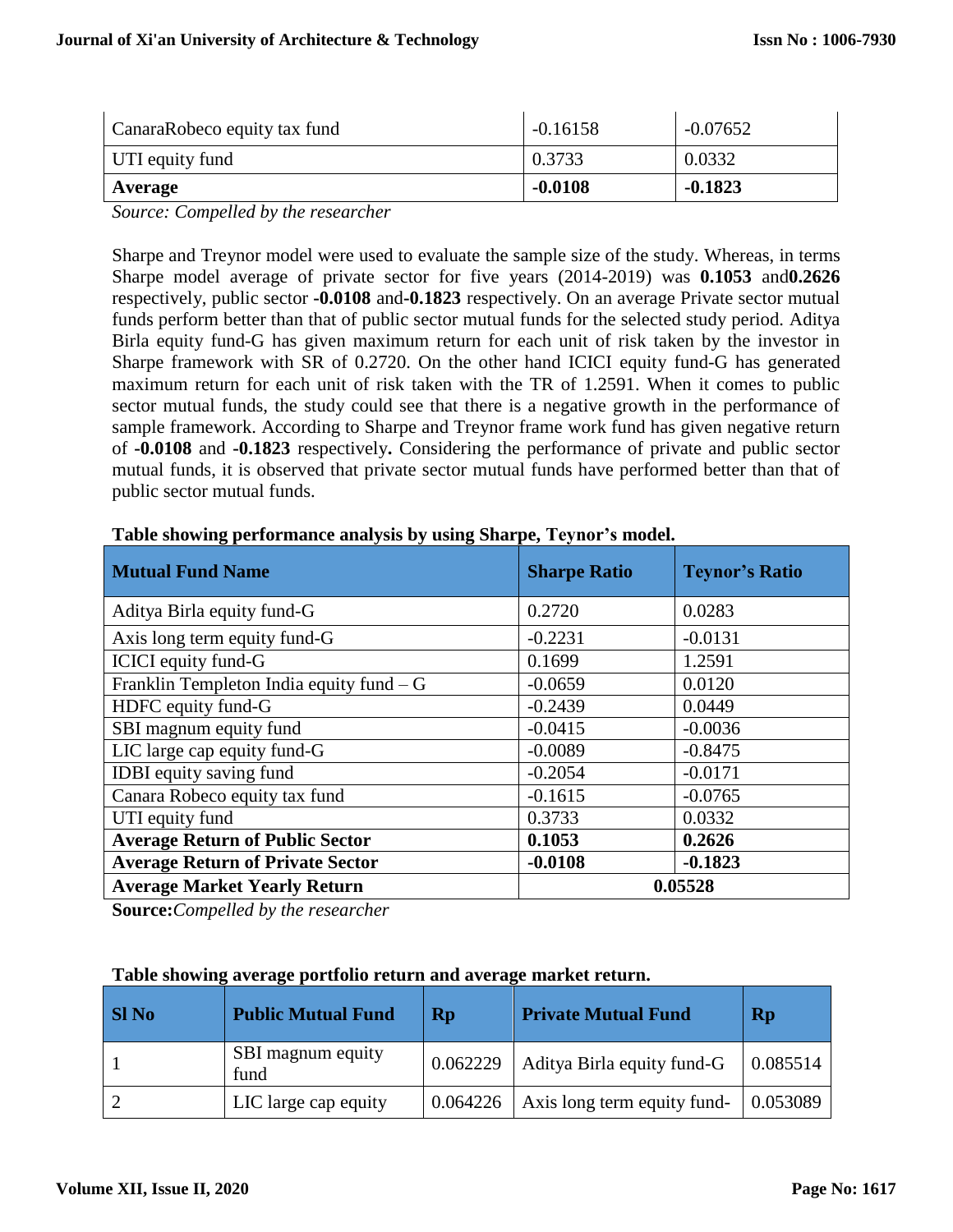| CanaraRobeco equity tax fund | -0.16158 | -0.07652 |
|---|---|---|
| UTI equity fund | 0.3733 | 0.0332 |
| **Average** | **-0.0108** | **-0.1823** |

*Source: Compelled by the researcher*

Sharpe and Treynor model were used to evaluate the sample size of the study. Whereas, in terms Sharpe model average of private sector for five years (2014-2019) was **0.1053** and**0.2626** respectively, public sector **-0.0108** and**-0.1823** respectively. On an average Private sector mutual funds perform better than that of public sector mutual funds for the selected study period. Aditya Birla equity fund-G has given maximum return for each unit of risk taken by the investor in Sharpe framework with SR of 0.2720. On the other hand ICICI equity fund-G has generated maximum return for each unit of risk taken with the TR of 1.2591. When it comes to public sector mutual funds, the study could see that there is a negative growth in the performance of sample framework. According to Sharpe and Treynor frame work fund has given negative return of **-0.0108** and **-0.1823** respectively**.** Considering the performance of private and public sector mutual funds, it is observed that private sector mutual funds have performed better than that of public sector mutual funds.

**Table showing performance analysis by using Sharpe, Teynor's model.**

| Mutual Fund Name | Sharpe Ratio | Teynor's Ratio |
|---|---|---|
| Aditya Birla equity fund-G | 0.2720 | 0.0283 |
| Axis long term equity fund-G | -0.2231 | -0.0131 |
| ICICI equity fund-G | 0.1699 | 1.2591 |
| Franklin Templeton India equity fund – G | -0.0659 | 0.0120 |
| HDFC equity fund-G | -0.2439 | 0.0449 |
| SBI magnum equity fund | -0.0415 | -0.0036 |
| LIC large cap equity fund-G | -0.0089 | -0.8475 |
| IDBI equity saving fund | -0.2054 | -0.0171 |
| Canara Robeco equity tax fund | -0.1615 | -0.0765 |
| UTI equity fund | 0.3733 | 0.0332 |
| **Average Return of Public Sector** | **0.1053** | **0.2626** |
| **Average Return of Private Sector** | **-0.0108** | **-0.1823** |
| **Average Market Yearly Return** | **0.05528** | |

**Source:***Compelled by the researcher*

**Table showing average portfolio return and average market return.**

| Sl No | Public Mutual Fund | Rp | Private Mutual Fund | Rp |
|---|---|---|---|---|
| 1 | SBI magnum equity fund | 0.062229 | Aditya Birla equity fund-G | 0.085514 |
| 2 | LIC large cap equity | 0.064226 | Axis long term equity fund- | 0.053089 |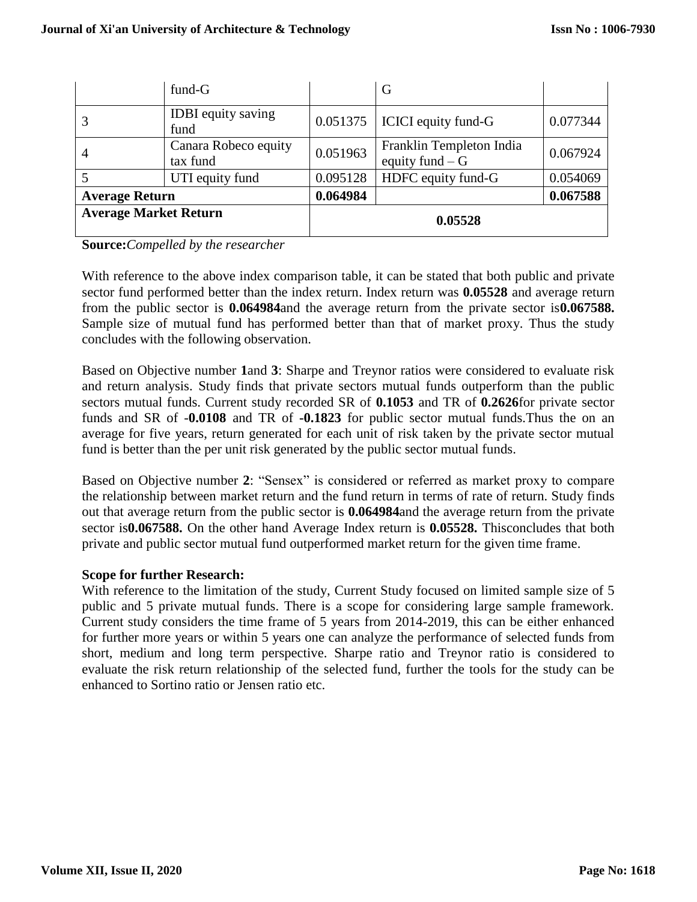|  | fund-G |  | G |  |
| --- | --- | --- | --- | --- |
| 3 | IDBI equity saving fund | 0.051375 | ICICI equity fund-G | 0.077344 |
| 4 | Canara Robeco equity tax fund | 0.051963 | Franklin Templeton India equity fund – G | 0.067924 |
| 5 | UTI equity fund | 0.095128 | HDFC equity fund-G | 0.054069 |
| **Average Return** |  | **0.064984** |  | **0.067588** |
| **Average Market Return** |  | **0.05528** |  |  |

**Source:**_Compelled by the researcher_

With reference to the above index comparison table, it can be stated that both public and private sector fund performed better than the index return. Index return was **0.05528** and average return from the public sector is **0.064984**and the average return from the private sector is**0.067588.** Sample size of mutual fund has performed better than that of market proxy. Thus the study concludes with the following observation.

Based on Objective number **1**and **3**: Sharpe and Treynor ratios were considered to evaluate risk and return analysis. Study finds that private sectors mutual funds outperform than the public sectors mutual funds. Current study recorded SR of **0.1053** and TR of **0.2626**for private sector funds and SR of -**0.0108** and TR of **-0.1823** for public sector mutual funds.Thus the on an average for five years, return generated for each unit of risk taken by the private sector mutual fund is better than the per unit risk generated by the public sector mutual funds.

Based on Objective number **2**: "Sensex" is considered or referred as market proxy to compare the relationship between market return and the fund return in terms of rate of return. Study finds out that average return from the public sector is **0.064984**and the average return from the private sector is**0.067588.** On the other hand Average Index return is **0.05528.** Thisconcludes that both private and public sector mutual fund outperformed market return for the given time frame.

**Scope for further Research:**

With reference to the limitation of the study, Current Study focused on limited sample size of 5 public and 5 private mutual funds. There is a scope for considering large sample framework. Current study considers the time frame of 5 years from 2014-2019, this can be either enhanced for further more years or within 5 years one can analyze the performance of selected funds from short, medium and long term perspective. Sharpe ratio and Treynor ratio is considered to evaluate the risk return relationship of the selected fund, further the tools for the study can be enhanced to Sortino ratio or Jensen ratio etc.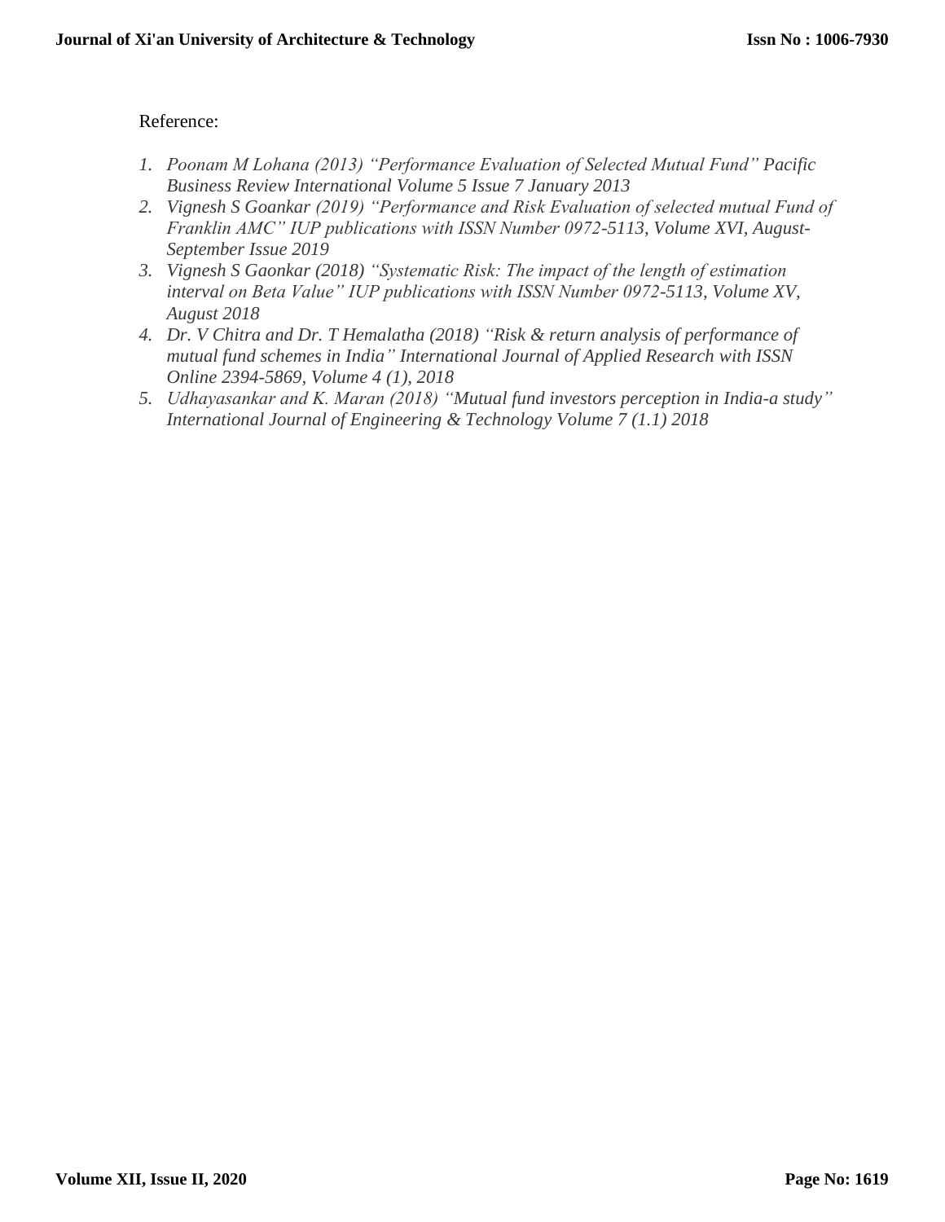Reference:

1. *Poonam M Lohana (2013) "Performance Evaluation of Selected Mutual Fund" Pacific Business Review International Volume 5 Issue 7 January 2013*
2. *Vignesh S Goankar (2019) "Performance and Risk Evaluation of selected mutual Fund of Franklin AMC" IUP publications with ISSN Number 0972-5113, Volume XVI, August-September Issue 2019*
3. *Vignesh S Gaonkar (2018) "Systematic Risk: The impact of the length of estimation interval on Beta Value" IUP publications with ISSN Number 0972-5113, Volume XV, August 2018*
4. *Dr. V Chitra and Dr. T Hemalatha (2018) "Risk & return analysis of performance of mutual fund schemes in India" International Journal of Applied Research with ISSN Online 2394-5869, Volume 4 (1), 2018*
5. *Udhayasankar and K. Maran (2018) "Mutual fund investors perception in India-a study" International Journal of Engineering & Technology Volume 7 (1.1) 2018*